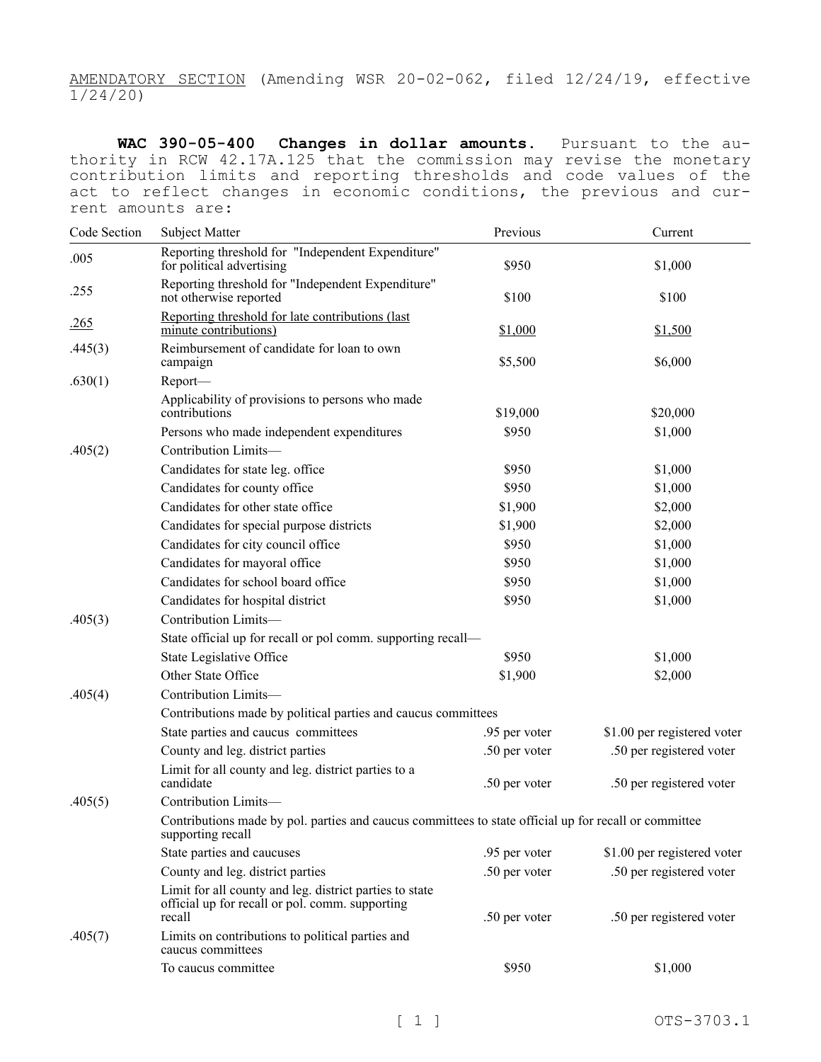AMENDATORY SECTION (Amending WSR 20-02-062, filed 12/24/19, effective 1/24/20)

**WAC 390-05-400 Changes in dollar amounts.** Pursuant to the authority in RCW 42.17A.125 that the commission may revise the monetary contribution limits and reporting thresholds and code values of the act to reflect changes in economic conditions, the previous and current amounts are:

| Code Section | Subject Matter | Previous | Current |
|---|---|---|---|
| .005 | Reporting threshold for "Independent Expenditure" for political advertising | $950 | $1,000 |
| .255 | Reporting threshold for "Independent Expenditure" not otherwise reported | $100 | $100 |
| .265 | Reporting threshold for late contributions (last minute contributions) | $1,000 | $1,500 |
| .445(3) | Reimbursement of candidate for loan to own campaign | $5,500 | $6,000 |
| .630(1) | Report— | | |
| | Applicability of provisions to persons who made contributions | $19,000 | $20,000 |
| | Persons who made independent expenditures | $950 | $1,000 |
| .405(2) | Contribution Limits— | | |
| | Candidates for state leg. office | $950 | $1,000 |
| | Candidates for county office | $950 | $1,000 |
| | Candidates for other state office | $1,900 | $2,000 |
| | Candidates for special purpose districts | $1,900 | $2,000 |
| | Candidates for city council office | $950 | $1,000 |
| | Candidates for mayoral office | $950 | $1,000 |
| | Candidates for school board office | $950 | $1,000 |
| | Candidates for hospital district | $950 | $1,000 |
| .405(3) | Contribution Limits— | | |
| | State official up for recall or pol comm. supporting recall— | | |
| | State Legislative Office | $950 | $1,000 |
| | Other State Office | $1,900 | $2,000 |
| .405(4) | Contribution Limits— | | |
| | Contributions made by political parties and caucus committees | | |
| | State parties and caucus committees | .95 per voter | $1.00 per registered voter |
| | County and leg. district parties | .50 per voter | .50 per registered voter |
| | Limit for all county and leg. district parties to a candidate | .50 per voter | .50 per registered voter |
| .405(5) | Contribution Limits— | | |
| | Contributions made by pol. parties and caucus committees to state official up for recall or committee supporting recall | | |
| | State parties and caucuses | .95 per voter | $1.00 per registered voter |
| | County and leg. district parties | .50 per voter | .50 per registered voter |
| | Limit for all county and leg. district parties to state official up for recall or pol. comm. supporting recall | .50 per voter | .50 per registered voter |
| .405(7) | Limits on contributions to political parties and caucus committees | | |
| | To caucus committee | $950 | $1,000 |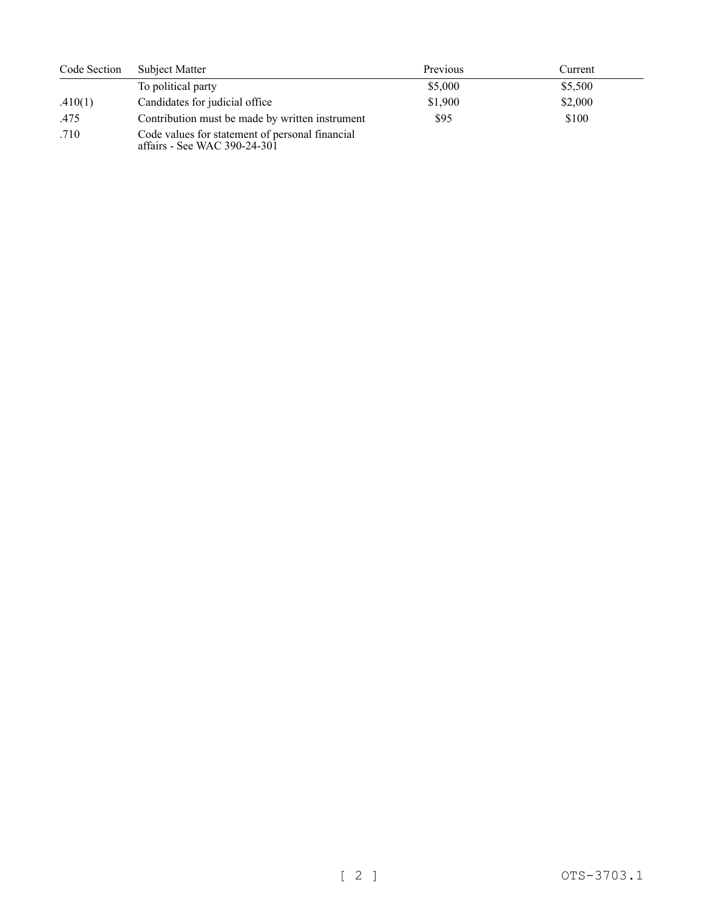| Code Section | Subject Matter | Previous | Current |
| --- | --- | --- | --- |
| | To political party | $5,000 | $5,500 |
| .410(1) | Candidates for judicial office | $1,900 | $2,000 |
| .475 | Contribution must be made by written instrument | $95 | $100 |
| .710 | Code values for statement of personal financial affairs - See WAC 390-24-301 | | |